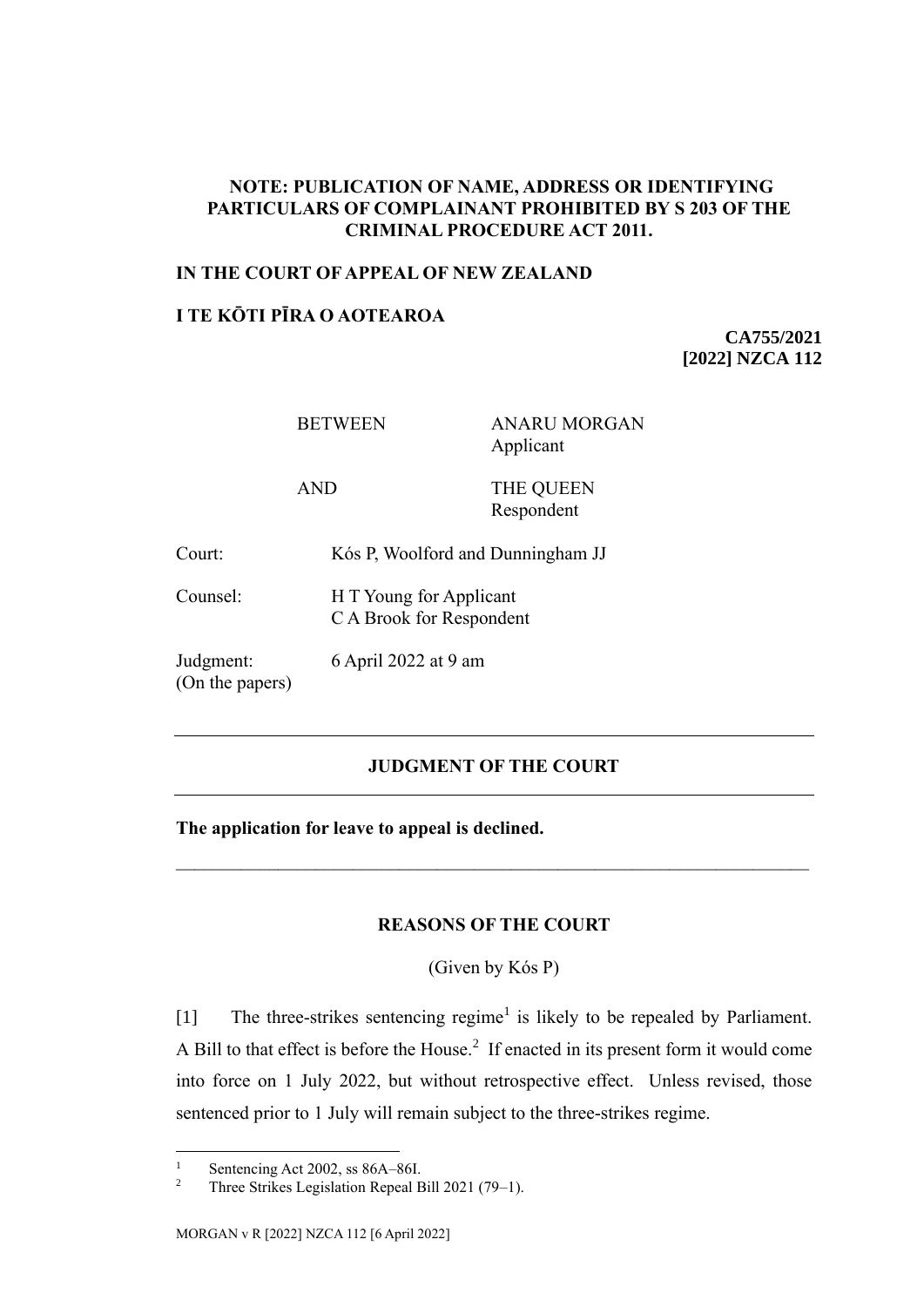**NOTE: PUBLICATION OF NAME, ADDRESS OR IDENTIFYING PARTICULARS OF COMPLAINANT PROHIBITED BY S 203 OF THE CRIMINAL PROCEDURE ACT 2011.**

**IN THE COURT OF APPEAL OF NEW ZEALAND**

**I TE KŌTI PĪRA O AOTEAROA**

**CA755/2021**
**[2022] NZCA 112**

| | |
|---|---|
| BETWEEN | ANARU MORGAN<br>Applicant |
| AND | THE QUEEN<br>Respondent |

Court: Kós P, Woolford and Dunningham JJ

Counsel: H T Young for Applicant
C A Brook for Respondent

Judgment: 6 April 2022 at 9 am
(On the papers)

---

## JUDGMENT OF THE COURT

---

**The application for leave to appeal is declined.**

---

## REASONS OF THE COURT

(Given by Kós P)

[1] The three-strikes sentencing regime[1] is likely to be repealed by Parliament. A Bill to that effect is before the House.[2] If enacted in its present form it would come into force on 1 July 2022, but without retrospective effect. Unless revised, those sentenced prior to 1 July will remain subject to the three-strikes regime.

---

[1] Sentencing Act 2002, ss 86A–86I.

[2] Three Strikes Legislation Repeal Bill 2021 (79–1).

MORGAN v R [2022] NZCA 112 [6 April 2022]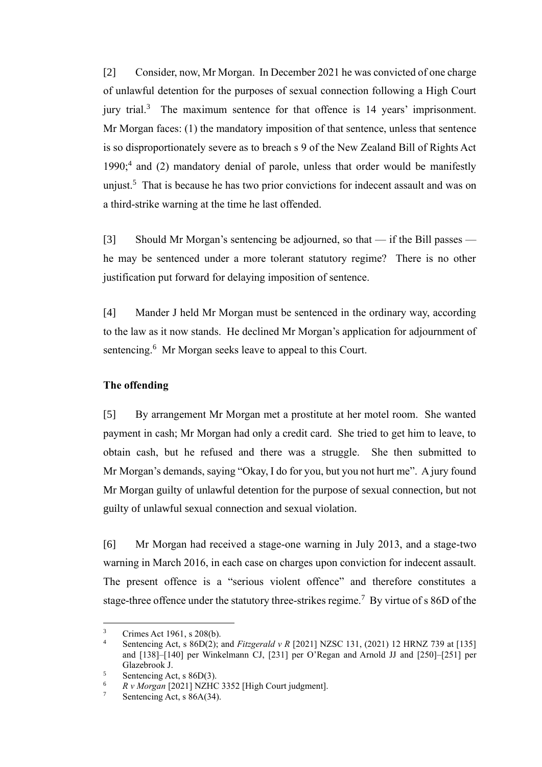[2] Consider, now, Mr Morgan. In December 2021 he was convicted of one charge of unlawful detention for the purposes of sexual connection following a High Court jury trial.[3] The maximum sentence for that offence is 14 years' imprisonment. Mr Morgan faces: (1) the mandatory imposition of that sentence, unless that sentence is so disproportionately severe as to breach s 9 of the New Zealand Bill of Rights Act 1990;[4] and (2) mandatory denial of parole, unless that order would be manifestly unjust.[5] That is because he has two prior convictions for indecent assault and was on a third-strike warning at the time he last offended.

[3] Should Mr Morgan's sentencing be adjourned, so that — if the Bill passes — he may be sentenced under a more tolerant statutory regime? There is no other justification put forward for delaying imposition of sentence.

[4] Mander J held Mr Morgan must be sentenced in the ordinary way, according to the law as it now stands. He declined Mr Morgan's application for adjournment of sentencing.[6] Mr Morgan seeks leave to appeal to this Court.

**The offending**

[5] By arrangement Mr Morgan met a prostitute at her motel room. She wanted payment in cash; Mr Morgan had only a credit card. She tried to get him to leave, to obtain cash, but he refused and there was a struggle. She then submitted to Mr Morgan's demands, saying "Okay, I do for you, but you not hurt me". A jury found Mr Morgan guilty of unlawful detention for the purpose of sexual connection, but not guilty of unlawful sexual connection and sexual violation.

[6] Mr Morgan had received a stage-one warning in July 2013, and a stage-two warning in March 2016, in each case on charges upon conviction for indecent assault. The present offence is a "serious violent offence" and therefore constitutes a stage-three offence under the statutory three-strikes regime.[7] By virtue of s 86D of the

---

[3] Crimes Act 1961, s 208(b).

[4] Sentencing Act, s 86D(2); and *Fitzgerald v R* [2021] NZSC 131, (2021) 12 HRNZ 739 at [135] and [138]–[140] per Winkelmann CJ, [231] per O'Regan and Arnold JJ and [250]–[251] per Glazebrook J.

[5] Sentencing Act, s 86D(3).

[6] *R v Morgan* [2021] NZHC 3352 [High Court judgment].

[7] Sentencing Act, s 86A(34).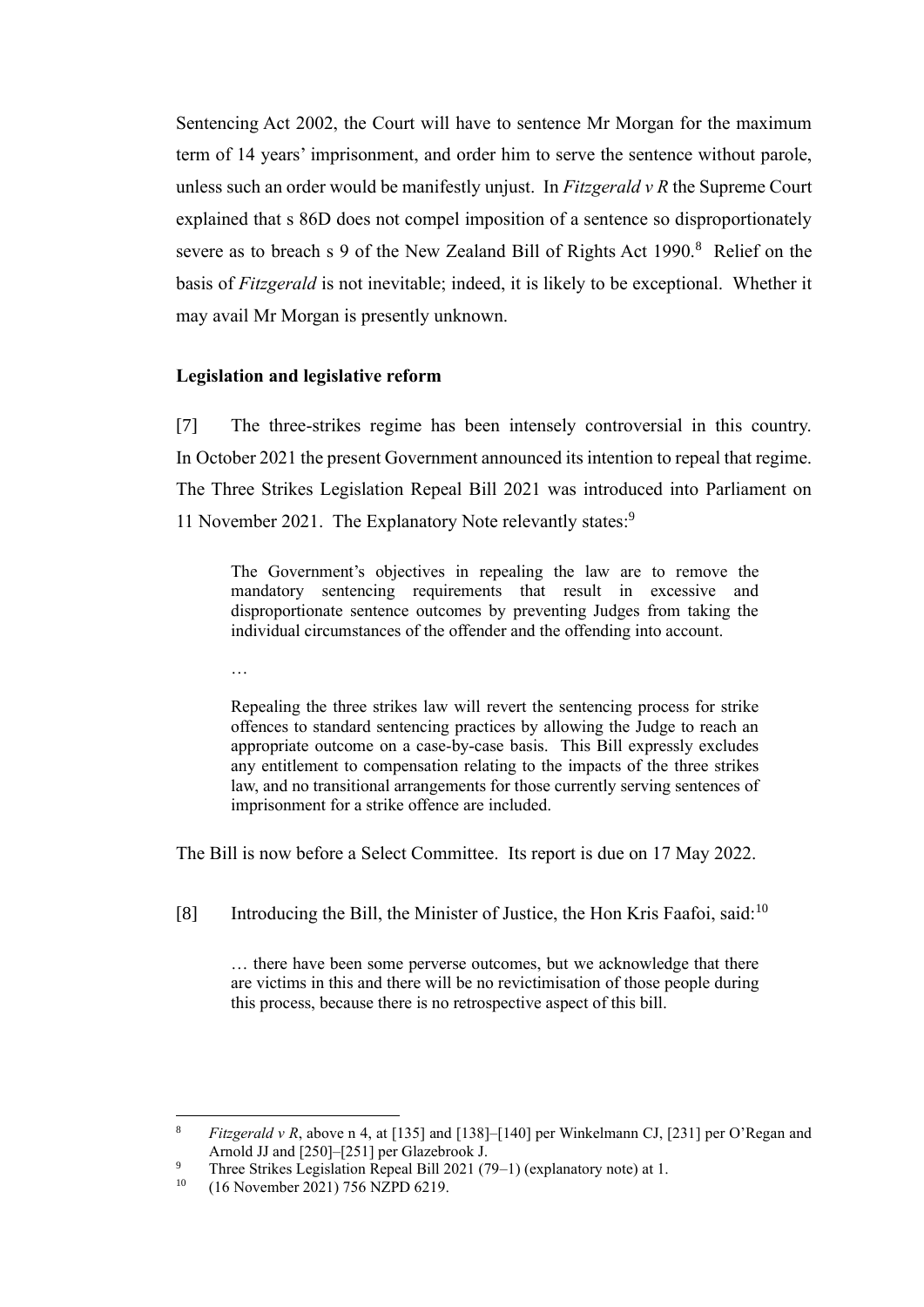Sentencing Act 2002, the Court will have to sentence Mr Morgan for the maximum term of 14 years' imprisonment, and order him to serve the sentence without parole, unless such an order would be manifestly unjust. In *Fitzgerald v R* the Supreme Court explained that s 86D does not compel imposition of a sentence so disproportionately severe as to breach s 9 of the New Zealand Bill of Rights Act 1990.[8] Relief on the basis of *Fitzgerald* is not inevitable; indeed, it is likely to be exceptional. Whether it may avail Mr Morgan is presently unknown.

**Legislation and legislative reform**

[7] The three-strikes regime has been intensely controversial in this country. In October 2021 the present Government announced its intention to repeal that regime. The Three Strikes Legislation Repeal Bill 2021 was introduced into Parliament on 11 November 2021. The Explanatory Note relevantly states:[9]

> The Government's objectives in repealing the law are to remove the mandatory sentencing requirements that result in excessive and disproportionate sentence outcomes by preventing Judges from taking the individual circumstances of the offender and the offending into account.
>
> …
>
> Repealing the three strikes law will revert the sentencing process for strike offences to standard sentencing practices by allowing the Judge to reach an appropriate outcome on a case-by-case basis. This Bill expressly excludes any entitlement to compensation relating to the impacts of the three strikes law, and no transitional arrangements for those currently serving sentences of imprisonment for a strike offence are included.

The Bill is now before a Select Committee. Its report is due on 17 May 2022.

[8] Introducing the Bill, the Minister of Justice, the Hon Kris Faafoi, said:[10]

> … there have been some perverse outcomes, but we acknowledge that there are victims in this and there will be no revictimisation of those people during this process, because there is no retrospective aspect of this bill.

---

[8] *Fitzgerald v R*, above n 4, at [135] and [138]–[140] per Winkelmann CJ, [231] per O'Regan and Arnold JJ and [250]–[251] per Glazebrook J.

[9] Three Strikes Legislation Repeal Bill 2021 (79–1) (explanatory note) at 1.

[10] (16 November 2021) 756 NZPD 6219.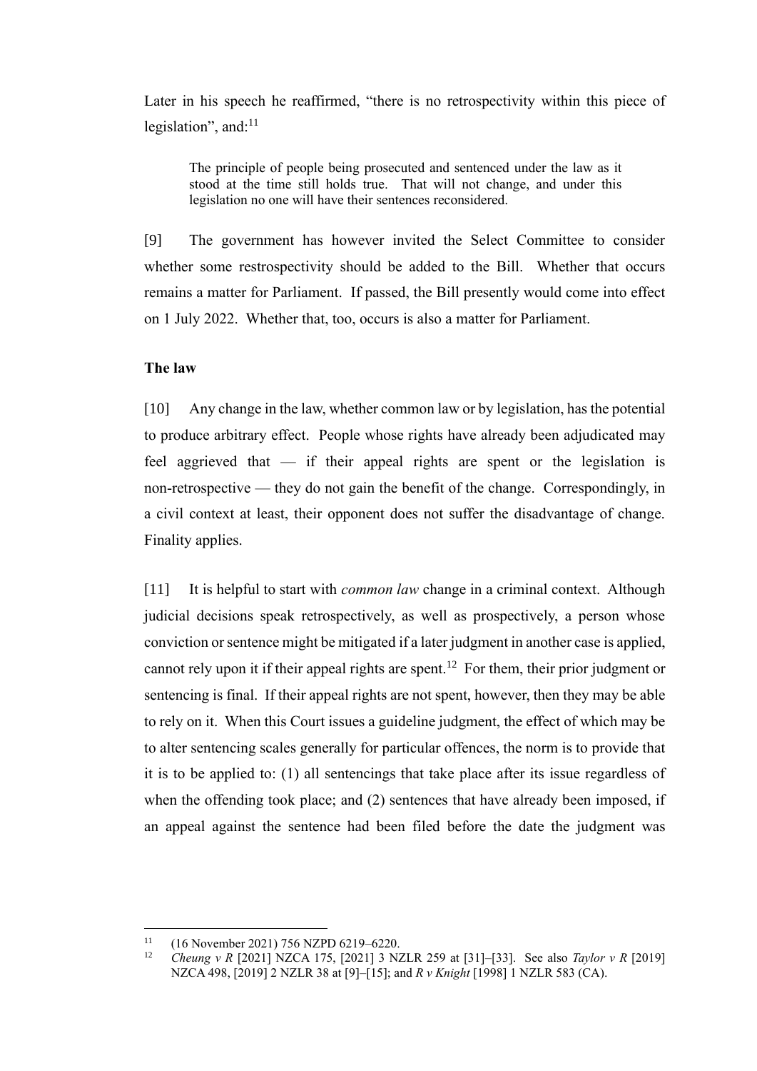Later in his speech he reaffirmed, "there is no retrospectivity within this piece of legislation", and:[11]

> The principle of people being prosecuted and sentenced under the law as it stood at the time still holds true. That will not change, and under this legislation no one will have their sentences reconsidered.

[9] The government has however invited the Select Committee to consider whether some restrospectivity should be added to the Bill. Whether that occurs remains a matter for Parliament. If passed, the Bill presently would come into effect on 1 July 2022. Whether that, too, occurs is also a matter for Parliament.

**The law**

[10] Any change in the law, whether common law or by legislation, has the potential to produce arbitrary effect. People whose rights have already been adjudicated may feel aggrieved that — if their appeal rights are spent or the legislation is non-retrospective — they do not gain the benefit of the change. Correspondingly, in a civil context at least, their opponent does not suffer the disadvantage of change. Finality applies.

[11] It is helpful to start with *common law* change in a criminal context. Although judicial decisions speak retrospectively, as well as prospectively, a person whose conviction or sentence might be mitigated if a later judgment in another case is applied, cannot rely upon it if their appeal rights are spent.[12] For them, their prior judgment or sentencing is final. If their appeal rights are not spent, however, then they may be able to rely on it. When this Court issues a guideline judgment, the effect of which may be to alter sentencing scales generally for particular offences, the norm is to provide that it is to be applied to: (1) all sentencings that take place after its issue regardless of when the offending took place; and (2) sentences that have already been imposed, if an appeal against the sentence had been filed before the date the judgment was

---

[11] (16 November 2021) 756 NZPD 6219–6220.

[12] *Cheung v R* [2021] NZCA 175, [2021] 3 NZLR 259 at [31]–[33]. See also *Taylor v R* [2019] NZCA 498, [2019] 2 NZLR 38 at [9]–[15]; and *R v Knight* [1998] 1 NZLR 583 (CA).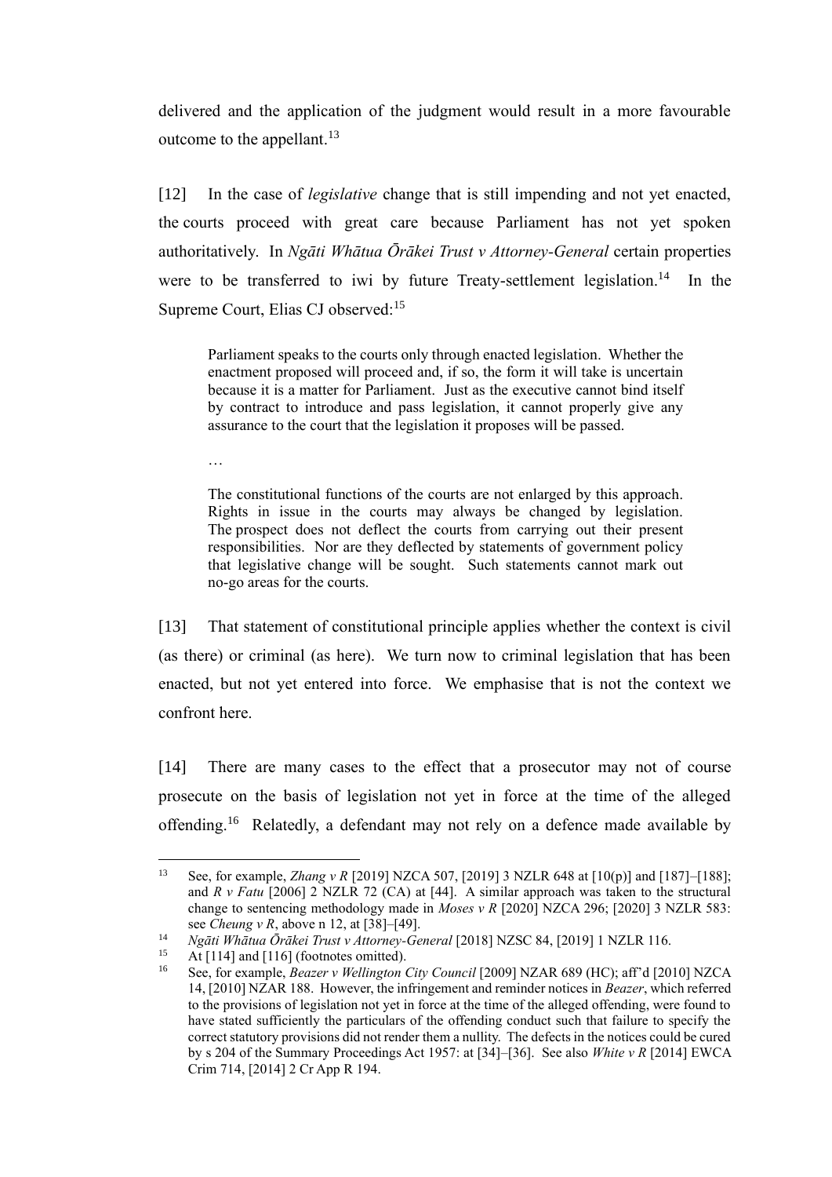delivered and the application of the judgment would result in a more favourable outcome to the appellant.[13]

[12] In the case of *legislative* change that is still impending and not yet enacted, the courts proceed with great care because Parliament has not yet spoken authoritatively. In *Ngāti Whātua Ōrākei Trust v Attorney-General* certain properties were to be transferred to iwi by future Treaty-settlement legislation.[14] In the Supreme Court, Elias CJ observed:[15]

> Parliament speaks to the courts only through enacted legislation. Whether the enactment proposed will proceed and, if so, the form it will take is uncertain because it is a matter for Parliament. Just as the executive cannot bind itself by contract to introduce and pass legislation, it cannot properly give any assurance to the court that the legislation it proposes will be passed.
>
> …
>
> The constitutional functions of the courts are not enlarged by this approach. Rights in issue in the courts may always be changed by legislation. The prospect does not deflect the courts from carrying out their present responsibilities. Nor are they deflected by statements of government policy that legislative change will be sought. Such statements cannot mark out no-go areas for the courts.

[13] That statement of constitutional principle applies whether the context is civil (as there) or criminal (as here). We turn now to criminal legislation that has been enacted, but not yet entered into force. We emphasise that is not the context we confront here.

[14] There are many cases to the effect that a prosecutor may not of course prosecute on the basis of legislation not yet in force at the time of the alleged offending.[16] Relatedly, a defendant may not rely on a defence made available by

---

[13] See, for example, *Zhang v R* [2019] NZCA 507, [2019] 3 NZLR 648 at [10(p)] and [187]–[188]; and *R v Fatu* [2006] 2 NZLR 72 (CA) at [44]. A similar approach was taken to the structural change to sentencing methodology made in *Moses v R* [2020] NZCA 296; [2020] 3 NZLR 583: see *Cheung v R*, above n 12, at [38]–[49].

[14] *Ngāti Whātua Ōrākei Trust v Attorney-General* [2018] NZSC 84, [2019] 1 NZLR 116.

[15] At [114] and [116] (footnotes omitted).

[16] See, for example, *Beazer v Wellington City Council* [2009] NZAR 689 (HC); aff'd [2010] NZCA 14, [2010] NZAR 188. However, the infringement and reminder notices in *Beazer*, which referred to the provisions of legislation not yet in force at the time of the alleged offending, were found to have stated sufficiently the particulars of the offending conduct such that failure to specify the correct statutory provisions did not render them a nullity. The defects in the notices could be cured by s 204 of the Summary Proceedings Act 1957: at [34]–[36]. See also *White v R* [2014] EWCA Crim 714, [2014] 2 Cr App R 194.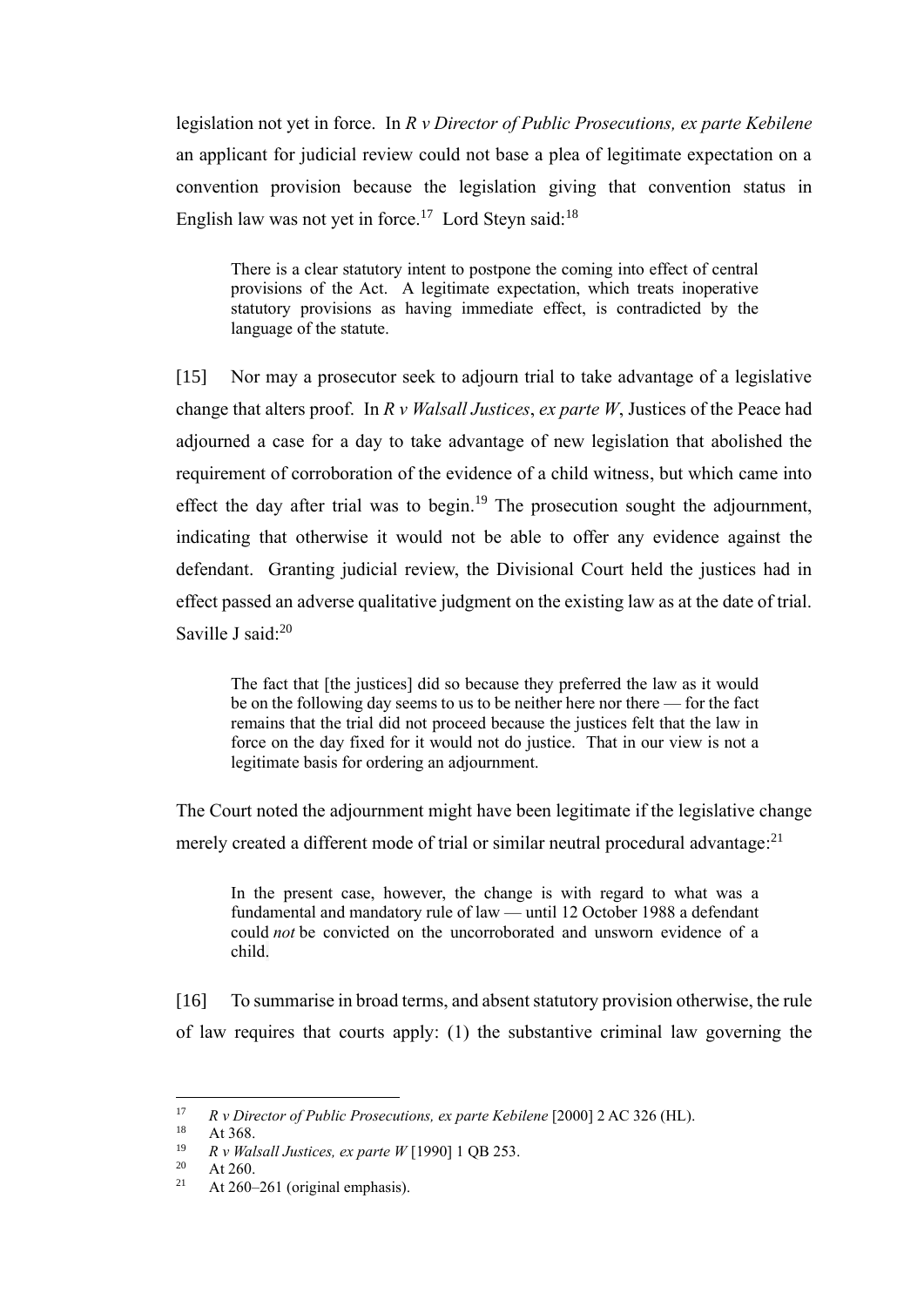legislation not yet in force. In *R v Director of Public Prosecutions, ex parte Kebilene* an applicant for judicial review could not base a plea of legitimate expectation on a convention provision because the legislation giving that convention status in English law was not yet in force.[17] Lord Steyn said:[18]

> There is a clear statutory intent to postpone the coming into effect of central provisions of the Act. A legitimate expectation, which treats inoperative statutory provisions as having immediate effect, is contradicted by the language of the statute.

[15] Nor may a prosecutor seek to adjourn trial to take advantage of a legislative change that alters proof. In *R v Walsall Justices*, *ex parte W*, Justices of the Peace had adjourned a case for a day to take advantage of new legislation that abolished the requirement of corroboration of the evidence of a child witness, but which came into effect the day after trial was to begin.[19] The prosecution sought the adjournment, indicating that otherwise it would not be able to offer any evidence against the defendant. Granting judicial review, the Divisional Court held the justices had in effect passed an adverse qualitative judgment on the existing law as at the date of trial. Saville J said:[20]

> The fact that [the justices] did so because they preferred the law as it would be on the following day seems to us to be neither here nor there — for the fact remains that the trial did not proceed because the justices felt that the law in force on the day fixed for it would not do justice. That in our view is not a legitimate basis for ordering an adjournment.

The Court noted the adjournment might have been legitimate if the legislative change merely created a different mode of trial or similar neutral procedural advantage:[21]

> In the present case, however, the change is with regard to what was a fundamental and mandatory rule of law — until 12 October 1988 a defendant could *not* be convicted on the uncorroborated and unsworn evidence of a child.

[16] To summarise in broad terms, and absent statutory provision otherwise, the rule of law requires that courts apply: (1) the substantive criminal law governing the

---

17. *R v Director of Public Prosecutions, ex parte Kebilene* [2000] 2 AC 326 (HL).
18. At 368.
19. *R v Walsall Justices, ex parte W* [1990] 1 QB 253.
20. At 260.
21. At 260–261 (original emphasis).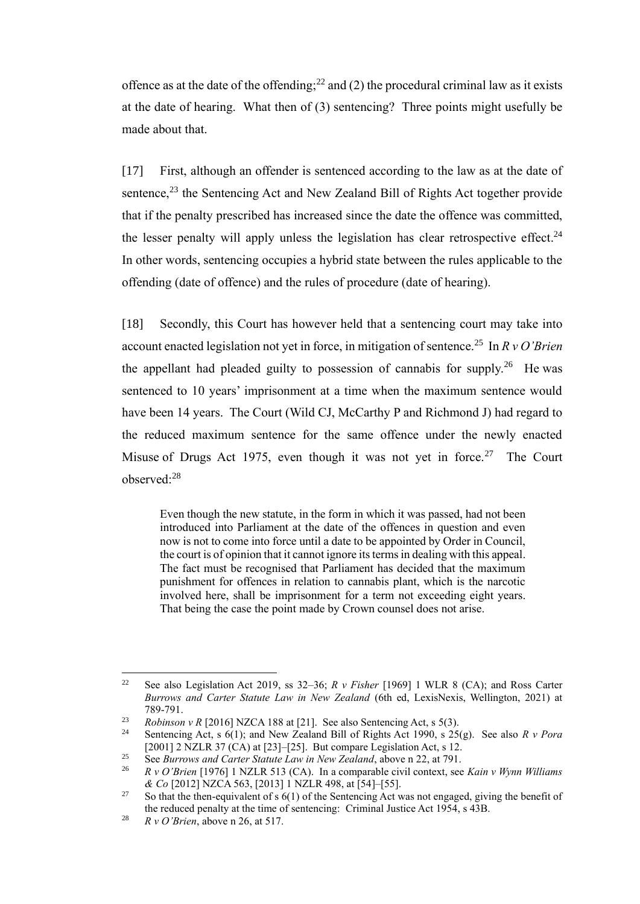offence as at the date of the offending;[22] and (2) the procedural criminal law as it exists at the date of hearing. What then of (3) sentencing? Three points might usefully be made about that.

[17] First, although an offender is sentenced according to the law as at the date of sentence,[23] the Sentencing Act and New Zealand Bill of Rights Act together provide that if the penalty prescribed has increased since the date the offence was committed, the lesser penalty will apply unless the legislation has clear retrospective effect.[24] In other words, sentencing occupies a hybrid state between the rules applicable to the offending (date of offence) and the rules of procedure (date of hearing).

[18] Secondly, this Court has however held that a sentencing court may take into account enacted legislation not yet in force, in mitigation of sentence.[25] In *R v O'Brien* the appellant had pleaded guilty to possession of cannabis for supply.[26] He was sentenced to 10 years' imprisonment at a time when the maximum sentence would have been 14 years. The Court (Wild CJ, McCarthy P and Richmond J) had regard to the reduced maximum sentence for the same offence under the newly enacted Misuse of Drugs Act 1975, even though it was not yet in force.[27] The Court observed:[28]

> Even though the new statute, in the form in which it was passed, had not been introduced into Parliament at the date of the offences in question and even now is not to come into force until a date to be appointed by Order in Council, the court is of opinion that it cannot ignore its terms in dealing with this appeal. The fact must be recognised that Parliament has decided that the maximum punishment for offences in relation to cannabis plant, which is the narcotic involved here, shall be imprisonment for a term not exceeding eight years. That being the case the point made by Crown counsel does not arise.

---

[22] See also Legislation Act 2019, ss 32–36; *R v Fisher* [1969] 1 WLR 8 (CA); and Ross Carter *Burrows and Carter Statute Law in New Zealand* (6th ed, LexisNexis, Wellington, 2021) at 789-791.

[23] *Robinson v R* [2016] NZCA 188 at [21]. See also Sentencing Act, s 5(3).

[24] Sentencing Act, s 6(1); and New Zealand Bill of Rights Act 1990, s 25(g). See also *R v Pora* [2001] 2 NZLR 37 (CA) at [23]–[25]. But compare Legislation Act, s 12.

[25] See *Burrows and Carter Statute Law in New Zealand*, above n 22, at 791.

[26] *R v O'Brien* [1976] 1 NZLR 513 (CA). In a comparable civil context, see *Kain v Wynn Williams & Co* [2012] NZCA 563, [2013] 1 NZLR 498, at [54]–[55].

[27] So that the then-equivalent of s 6(1) of the Sentencing Act was not engaged, giving the benefit of the reduced penalty at the time of sentencing: Criminal Justice Act 1954, s 43B.

[28] *R v O'Brien*, above n 26, at 517.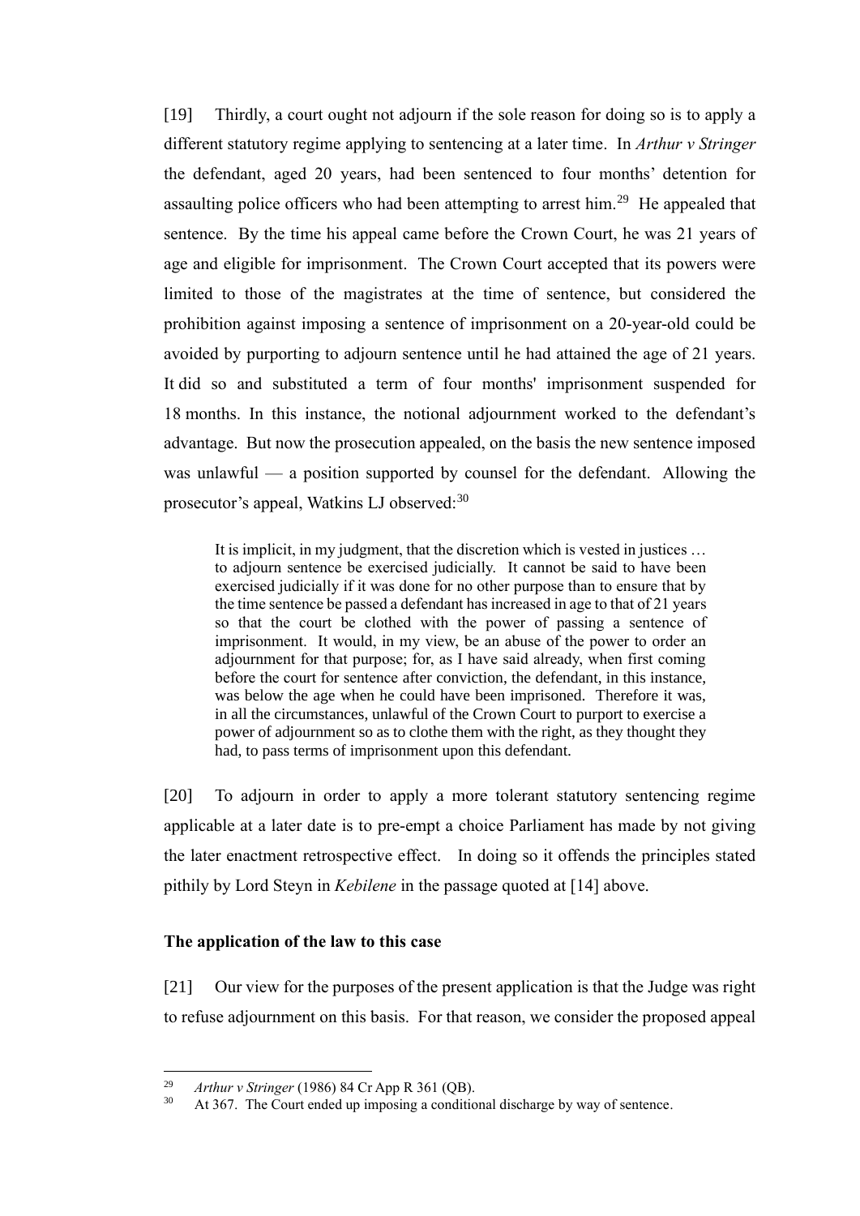[19] Thirdly, a court ought not adjourn if the sole reason for doing so is to apply a different statutory regime applying to sentencing at a later time. In *Arthur v Stringer* the defendant, aged 20 years, had been sentenced to four months' detention for assaulting police officers who had been attempting to arrest him.[29] He appealed that sentence. By the time his appeal came before the Crown Court, he was 21 years of age and eligible for imprisonment. The Crown Court accepted that its powers were limited to those of the magistrates at the time of sentence, but considered the prohibition against imposing a sentence of imprisonment on a 20-year-old could be avoided by purporting to adjourn sentence until he had attained the age of 21 years. It did so and substituted a term of four months' imprisonment suspended for 18 months. In this instance, the notional adjournment worked to the defendant's advantage. But now the prosecution appealed, on the basis the new sentence imposed was unlawful — a position supported by counsel for the defendant. Allowing the prosecutor's appeal, Watkins LJ observed:[30]

> It is implicit, in my judgment, that the discretion which is vested in justices … to adjourn sentence be exercised judicially. It cannot be said to have been exercised judicially if it was done for no other purpose than to ensure that by the time sentence be passed a defendant has increased in age to that of 21 years so that the court be clothed with the power of passing a sentence of imprisonment. It would, in my view, be an abuse of the power to order an adjournment for that purpose; for, as I have said already, when first coming before the court for sentence after conviction, the defendant, in this instance, was below the age when he could have been imprisoned. Therefore it was, in all the circumstances, unlawful of the Crown Court to purport to exercise a power of adjournment so as to clothe them with the right, as they thought they had, to pass terms of imprisonment upon this defendant.

[20] To adjourn in order to apply a more tolerant statutory sentencing regime applicable at a later date is to pre-empt a choice Parliament has made by not giving the later enactment retrospective effect. In doing so it offends the principles stated pithily by Lord Steyn in *Kebilene* in the passage quoted at [14] above.

## The application of the law to this case

[21] Our view for the purposes of the present application is that the Judge was right to refuse adjournment on this basis. For that reason, we consider the proposed appeal

---

[29] *Arthur v Stringer* (1986) 84 Cr App R 361 (QB).

[30] At 367. The Court ended up imposing a conditional discharge by way of sentence.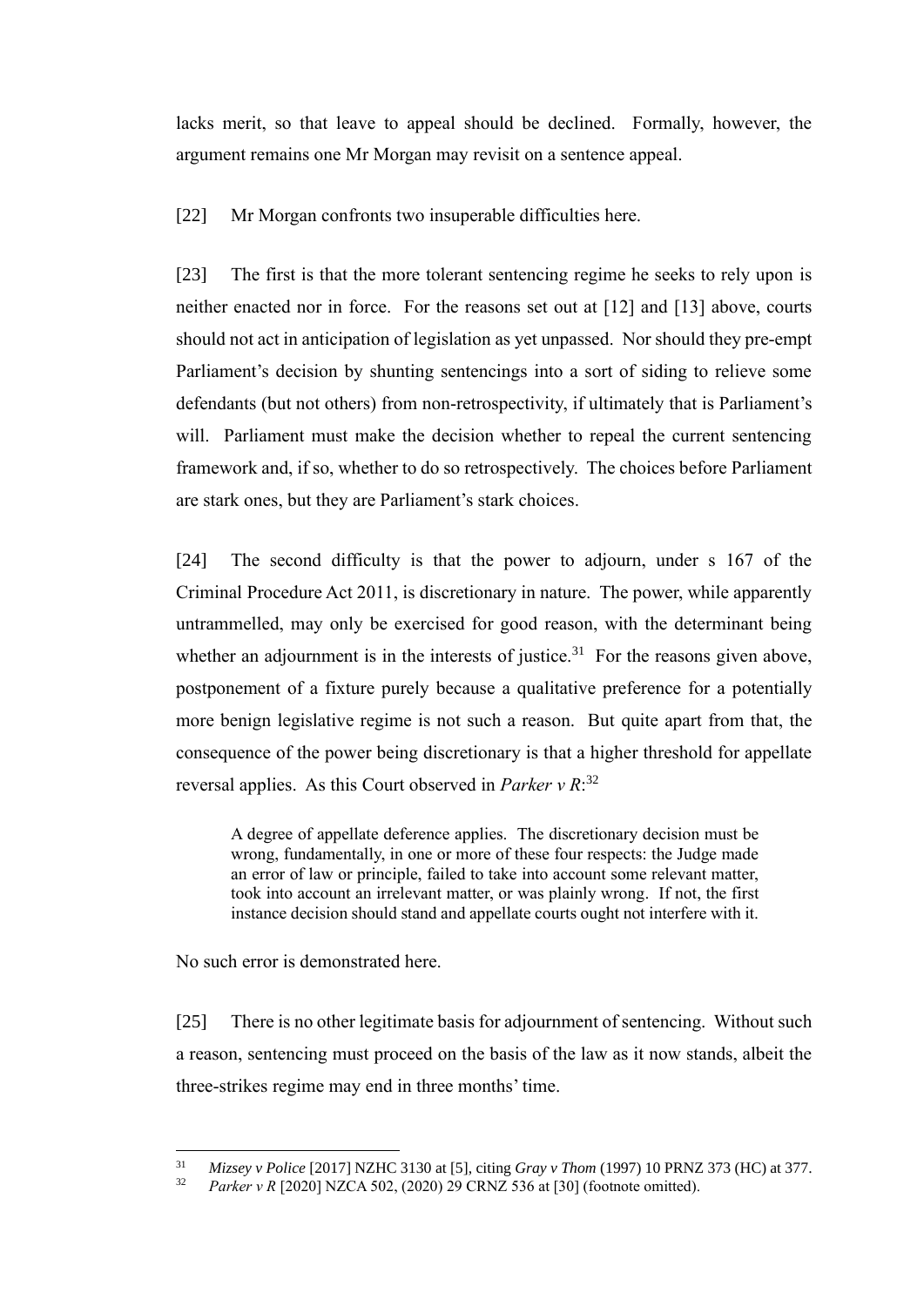lacks merit, so that leave to appeal should be declined. Formally, however, the argument remains one Mr Morgan may revisit on a sentence appeal.

[22] Mr Morgan confronts two insuperable difficulties here.

[23] The first is that the more tolerant sentencing regime he seeks to rely upon is neither enacted nor in force. For the reasons set out at [12] and [13] above, courts should not act in anticipation of legislation as yet unpassed. Nor should they pre-empt Parliament's decision by shunting sentencings into a sort of siding to relieve some defendants (but not others) from non-retrospectivity, if ultimately that is Parliament's will. Parliament must make the decision whether to repeal the current sentencing framework and, if so, whether to do so retrospectively. The choices before Parliament are stark ones, but they are Parliament's stark choices.

[24] The second difficulty is that the power to adjourn, under s 167 of the Criminal Procedure Act 2011, is discretionary in nature. The power, while apparently untrammelled, may only be exercised for good reason, with the determinant being whether an adjournment is in the interests of justice.[31] For the reasons given above, postponement of a fixture purely because a qualitative preference for a potentially more benign legislative regime is not such a reason. But quite apart from that, the consequence of the power being discretionary is that a higher threshold for appellate reversal applies. As this Court observed in *Parker v R*:[32]

> A degree of appellate deference applies. The discretionary decision must be wrong, fundamentally, in one or more of these four respects: the Judge made an error of law or principle, failed to take into account some relevant matter, took into account an irrelevant matter, or was plainly wrong. If not, the first instance decision should stand and appellate courts ought not interfere with it.

No such error is demonstrated here.

[25] There is no other legitimate basis for adjournment of sentencing. Without such a reason, sentencing must proceed on the basis of the law as it now stands, albeit the three-strikes regime may end in three months' time.

---

[31] *Mizsey v Police* [2017] NZHC 3130 at [5], citing *Gray v Thom* (1997) 10 PRNZ 373 (HC) at 377.

[32] *Parker v R* [2020] NZCA 502, (2020) 29 CRNZ 536 at [30] (footnote omitted).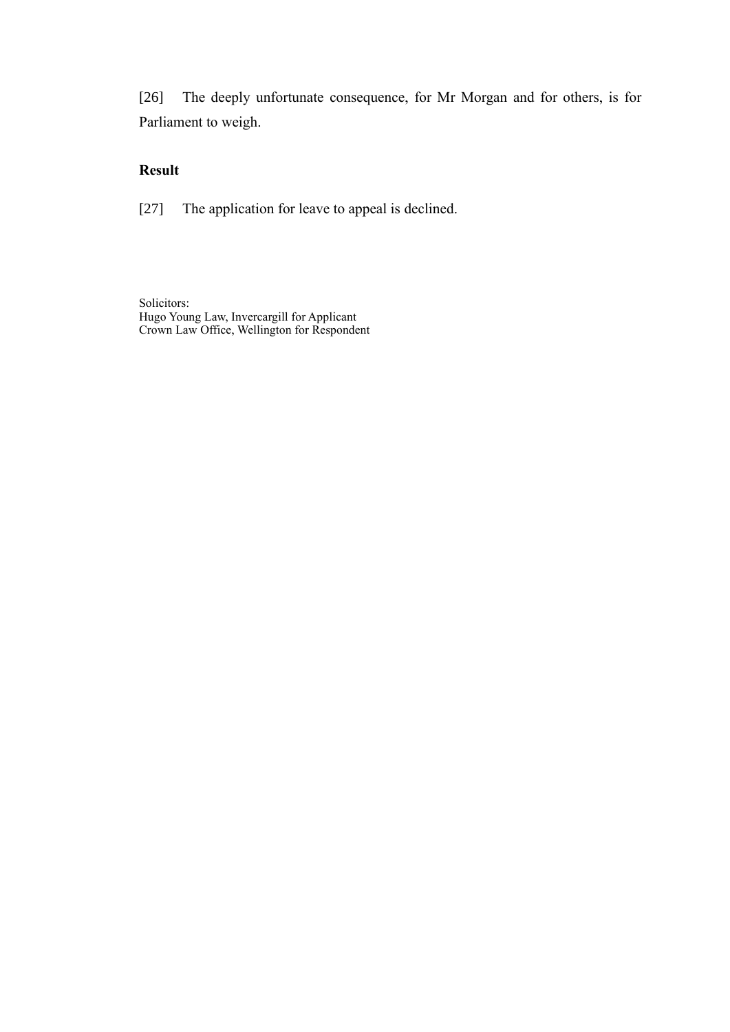[26] The deeply unfortunate consequence, for Mr Morgan and for others, is for Parliament to weigh.

## Result

[27] The application for leave to appeal is declined.

Solicitors:
Hugo Young Law, Invercargill for Applicant
Crown Law Office, Wellington for Respondent